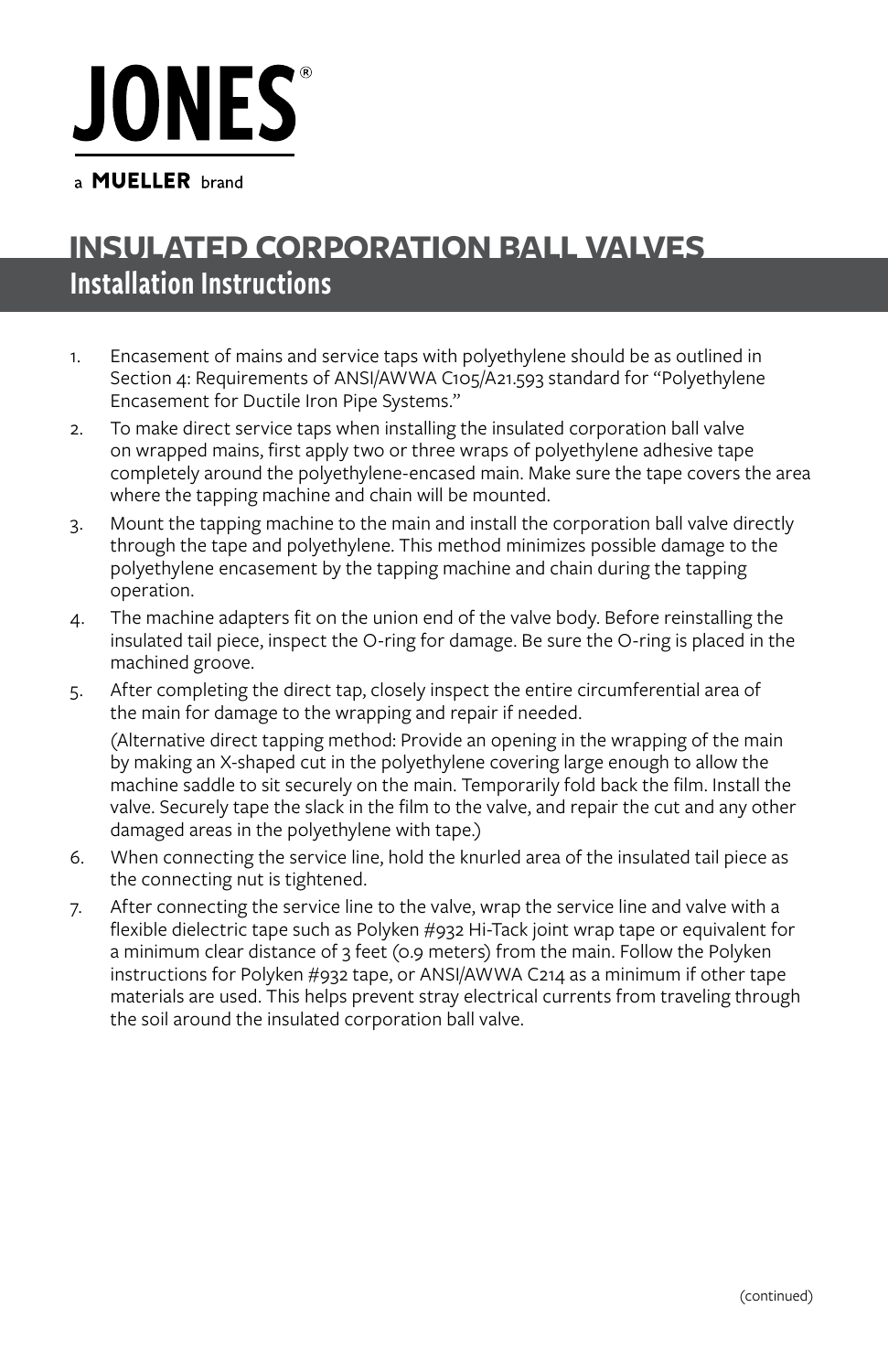JONES®

a MUELLER brand

# INSULATED CORPORATION BALL VALVES

## Installation Instructions

1. Encasement of mains and service taps with polyethylene should be as outlined in Section 4: Requirements of ANSI/AWWA C105/A21.593 standard for "Polyethylene Encasement for Ductile Iron Pipe Systems."
2. To make direct service taps when installing the insulated corporation ball valve on wrapped mains, first apply two or three wraps of polyethylene adhesive tape completely around the polyethylene-encased main. Make sure the tape covers the area where the tapping machine and chain will be mounted.
3. Mount the tapping machine to the main and install the corporation ball valve directly through the tape and polyethylene. This method minimizes possible damage to the polyethylene encasement by the tapping machine and chain during the tapping operation.
4. The machine adapters fit on the union end of the valve body. Before reinstalling the insulated tail piece, inspect the O-ring for damage. Be sure the O-ring is placed in the machined groove.
5. After completing the direct tap, closely inspect the entire circumferential area of the main for damage to the wrapping and repair if needed.

   (Alternative direct tapping method: Provide an opening in the wrapping of the main by making an X-shaped cut in the polyethylene covering large enough to allow the machine saddle to sit securely on the main. Temporarily fold back the film. Install the valve. Securely tape the slack in the film to the valve, and repair the cut and any other damaged areas in the polyethylene with tape.)
6. When connecting the service line, hold the knurled area of the insulated tail piece as the connecting nut is tightened.
7. After connecting the service line to the valve, wrap the service line and valve with a flexible dielectric tape such as Polyken #932 Hi-Tack joint wrap tape or equivalent for a minimum clear distance of 3 feet (0.9 meters) from the main. Follow the Polyken instructions for Polyken #932 tape, or ANSI/AWWA C214 as a minimum if other tape materials are used. This helps prevent stray electrical currents from traveling through the soil around the insulated corporation ball valve.

(continued)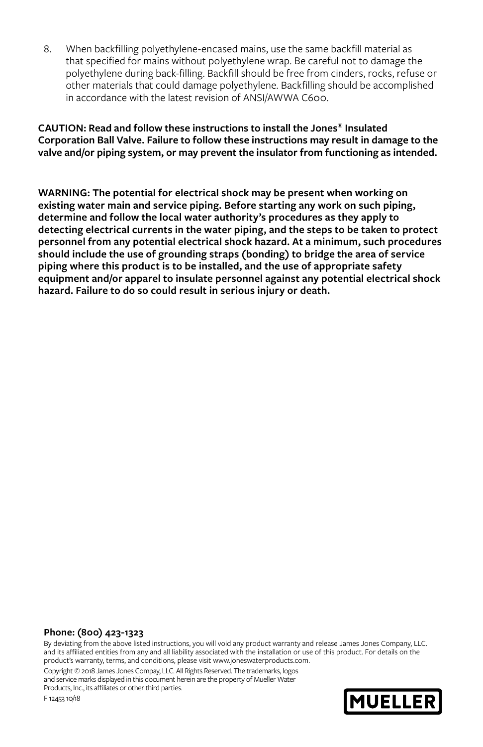8. When backfilling polyethylene-encased mains, use the same backfill material as that specified for mains without polyethylene wrap. Be careful not to damage the polyethylene during back-filling. Backfill should be free from cinders, rocks, refuse or other materials that could damage polyethylene. Backfilling should be accomplished in accordance with the latest revision of ANSI/AWWA C600.

**CAUTION: Read and follow these instructions to install the Jones® Insulated Corporation Ball Valve. Failure to follow these instructions may result in damage to the valve and/or piping system, or may prevent the insulator from functioning as intended.**

**WARNING: The potential for electrical shock may be present when working on existing water main and service piping. Before starting any work on such piping, determine and follow the local water authority's procedures as they apply to detecting electrical currents in the water piping, and the steps to be taken to protect personnel from any potential electrical shock hazard. At a minimum, such procedures should include the use of grounding straps (bonding) to bridge the area of service piping where this product is to be installed, and the use of appropriate safety equipment and/or apparel to insulate personnel against any potential electrical shock hazard. Failure to do so could result in serious injury or death.**

**Phone: (800) 423-1323**

By deviating from the above listed instructions, you will void any product warranty and release James Jones Company, LLC. and its affiliated entities from any and all liability associated with the installation or use of this product. For details on the product's warranty, terms, and conditions, please visit www.joneswaterproducts.com.

Copyright © 2018 James Jones Compay, LLC. All Rights Reserved. The trademarks, logos and service marks displayed in this document herein are the property of Mueller Water Products, Inc., its affiliates or other third parties.

F 12453 10/18

MUELLER